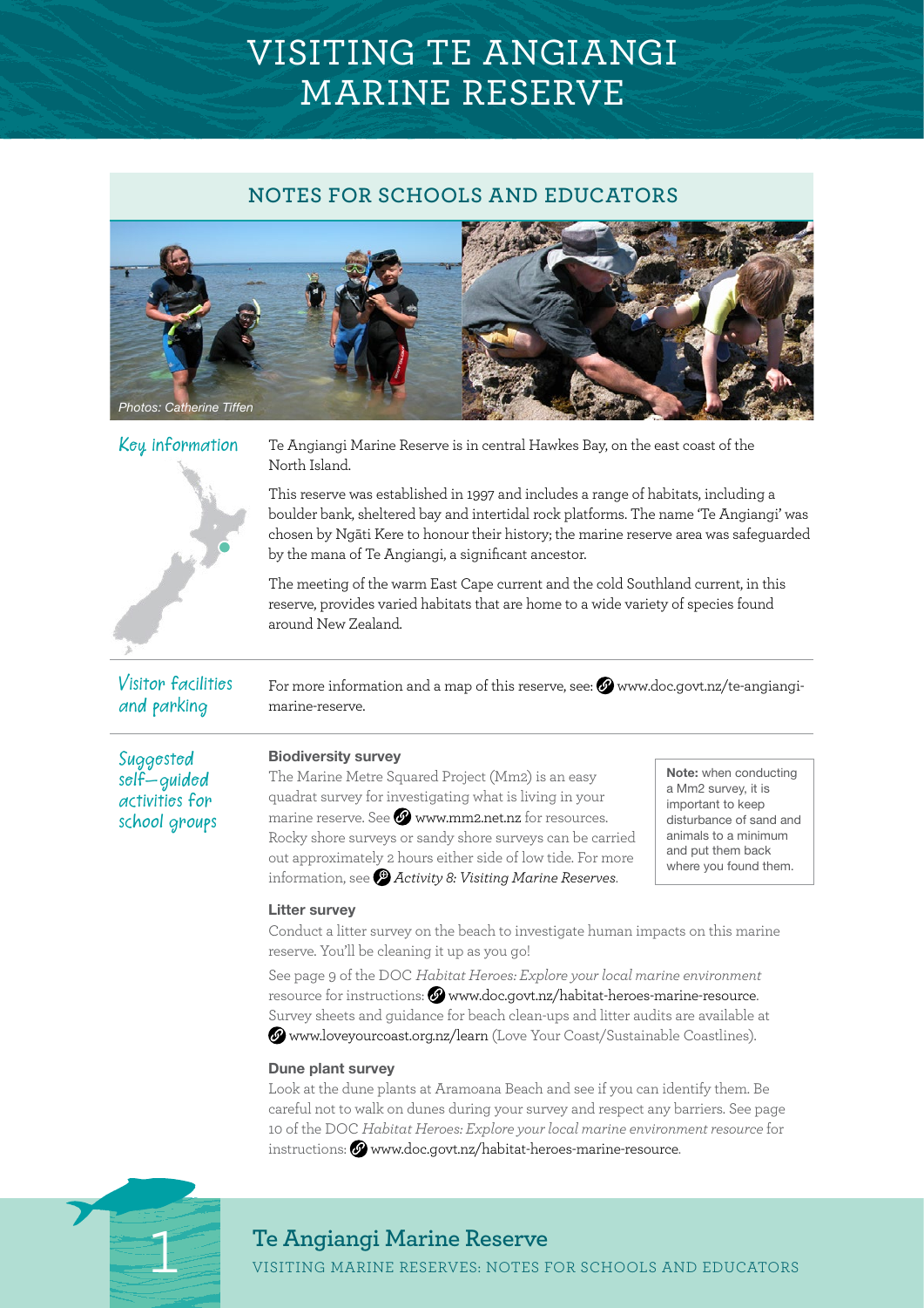# VISITING TE ANGIANGI MARINE RESERVE

## NOTES FOR SCHOOLS AND EDUCATORS

Photos: Catherine Tiffen

### Key information

Te Angiangi Marine Reserve is in central Hawkes Bay, on the east coast of the North Island.

This reserve was established in 1997 and includes a range of habitats, including a boulder bank, sheltered bay and intertidal rock platforms. The name 'Te Angiangi' was chosen by Ngāti Kere to honour their history; the marine reserve area was safeguarded by the mana of Te Angiangi, a significant ancestor.

The meeting of the warm East Cape current and the cold Southland current, in this reserve, provides varied habitats that are home to a wide variety of species found around New Zealand.

### Visitor facilities and parking

For more information and a map of this reserve, see: www.doc.govt.nz/te-angiangi-marine-reserve.

### Suggested self-guided activities for school groups

**Biodiversity survey**

The Marine Metre Squared Project (Mm2) is an easy quadrat survey for investigating what is living in your marine reserve. See www.mm2.net.nz for resources. Rocky shore surveys or sandy shore surveys can be carried out approximately 2 hours either side of low tide. For more information, see *Activity 8: Visiting Marine Reserves*.

> **Note:** when conducting a Mm2 survey, it is important to keep disturbance of sand and animals to a minimum and put them back where you found them.

**Litter survey**

Conduct a litter survey on the beach to investigate human impacts on this marine reserve. You'll be cleaning it up as you go!

See page 9 of the DOC *Habitat Heroes: Explore your local marine environment* resource for instructions: www.doc.govt.nz/habitat-heroes-marine-resource. Survey sheets and guidance for beach clean-ups and litter audits are available at www.loveyourcoast.org.nz/learn (Love Your Coast/Sustainable Coastlines).

**Dune plant survey**

Look at the dune plants at Aramoana Beach and see if you can identify them. Be careful not to walk on dunes during your survey and respect any barriers. See page 10 of the DOC *Habitat Heroes: Explore your local marine environment resource* for instructions: www.doc.govt.nz/habitat-heroes-marine-resource.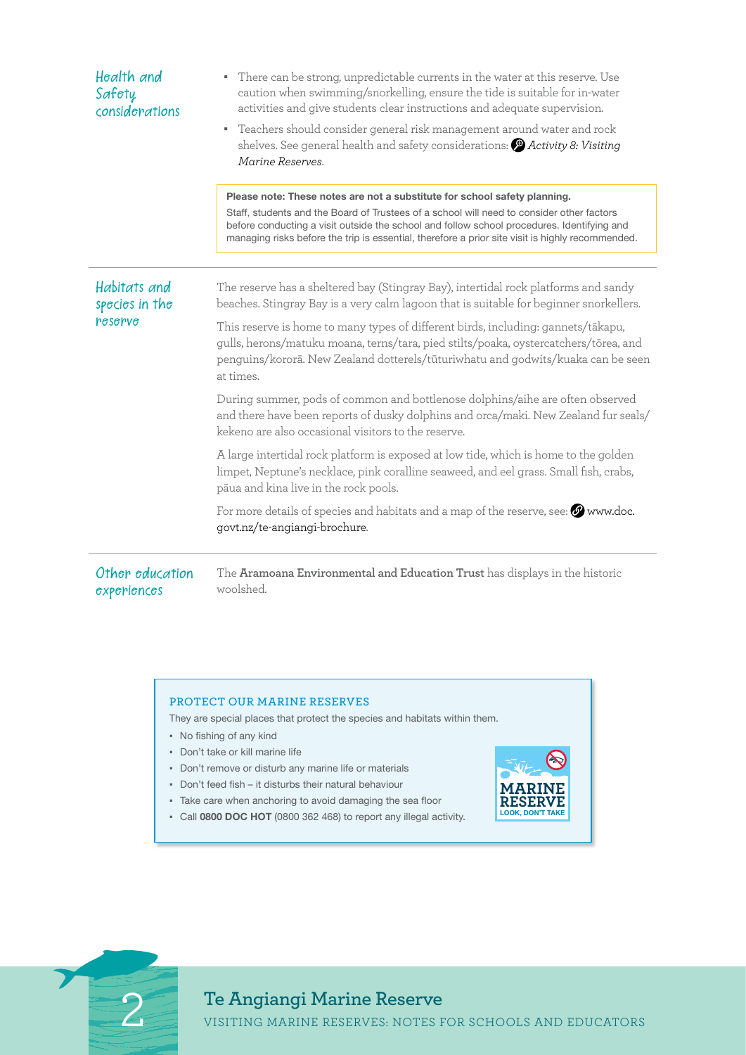## Health and Safety considerations

- There can be strong, unpredictable currents in the water at this reserve. Use caution when swimming/snorkelling, ensure the tide is suitable for in-water activities and give students clear instructions and adequate supervision.
- Teachers should consider general risk management around water and rock shelves. See general health and safety considerations: *Activity 8: Visiting Marine Reserves*.

> **Please note: These notes are not a substitute for school safety planning.**
> Staff, students and the Board of Trustees of a school will need to consider other factors before conducting a visit outside the school and follow school procedures. Identifying and managing risks before the trip is essential, therefore a prior site visit is highly recommended.

## Habitats and species in the reserve

The reserve has a sheltered bay (Stingray Bay), intertidal rock platforms and sandy beaches. Stingray Bay is a very calm lagoon that is suitable for beginner snorkellers.

This reserve is home to many types of different birds, including: gannets/tākapu, gulls, herons/matuku moana, terns/tara, pied stilts/poaka, oystercatchers/tōrea, and penguins/kororā. New Zealand dotterels/tūturiwhatu and godwits/kuaka can be seen at times.

During summer, pods of common and bottlenose dolphins/aihe are often observed and there have been reports of dusky dolphins and orca/maki. New Zealand fur seals/kekeno are also occasional visitors to the reserve.

A large intertidal rock platform is exposed at low tide, which is home to the golden limpet, Neptune's necklace, pink coralline seaweed, and eel grass. Small fish, crabs, pāua and kina live in the rock pools.

For more details of species and habitats and a map of the reserve, see: www.doc.govt.nz/te-angiangi-brochure.

## Other education experiences

The **Aramoana Environmental and Education Trust** has displays in the historic woolshed.

### PROTECT OUR MARINE RESERVES

They are special places that protect the species and habitats within them.

- No fishing of any kind
- Don't take or kill marine life
- Don't remove or disturb any marine life or materials
- Don't feed fish – it disturbs their natural behaviour
- Take care when anchoring to avoid damaging the sea floor
- Call **0800 DOC HOT** (0800 362 468) to report any illegal activity.

MARINE RESERVE
LOOK, DON'T TAKE